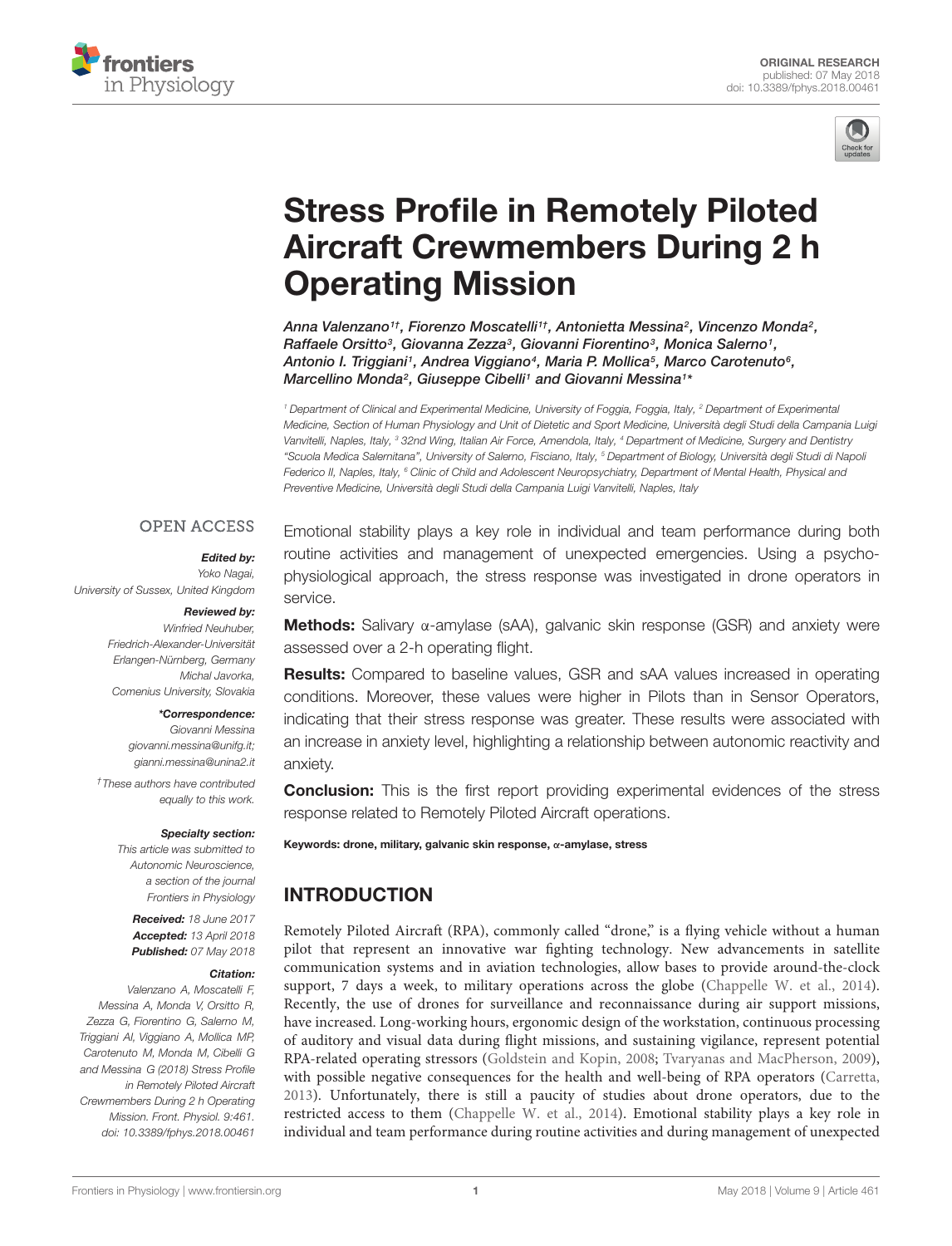ORIGINAL RESEARCH
published: 07 May 2018
doi: 10.3389/fphys.2018.00461

# Stress Profile in Remotely Piloted Aircraft Crewmembers During 2 h Operating Mission

*Anna Valenzano[1†], Fiorenzo Moscatelli[1†], Antonietta Messina[2], Vincenzo Monda[2], Raffaele Orsitto[3], Giovanna Zezza[3], Giovanni Fiorentino[3], Monica Salerno[1], Antonio I. Triggiani[1], Andrea Viggiano[4], Maria P. Mollica[5], Marco Carotenuto[6], Marcellino Monda[2], Giuseppe Cibelli[1] and Giovanni Messina[1]**

[1] Department of Clinical and Experimental Medicine, University of Foggia, Foggia, Italy, [2] Department of Experimental Medicine, Section of Human Physiology and Unit of Dietetic and Sport Medicine, Università degli Studi della Campania Luigi Vanvitelli, Naples, Italy, [3] 32nd Wing, Italian Air Force, Amendola, Italy, [4] Department of Medicine, Surgery and Dentistry "Scuola Medica Salernitana", University of Salerno, Fisciano, Italy, [5] Department of Biology, Università degli Studi di Napoli Federico II, Naples, Italy, [6] Clinic of Child and Adolescent Neuropsychiatry, Department of Mental Health, Physical and Preventive Medicine, Università degli Studi della Campania Luigi Vanvitelli, Naples, Italy

OPEN ACCESS

***Edited by:***
Yoko Nagai,
University of Sussex, United Kingdom

***Reviewed by:***
Winfried Neuhuber,
Friedrich-Alexander-Universität Erlangen-Nürnberg, Germany
Michal Javorka,
Comenius University, Slovakia

***\*Correspondence:***
Giovanni Messina
giovanni.messina@unifg.it;
gianni.messina@unina2.it

*†These authors have contributed equally to this work.*

***Specialty section:***
This article was submitted to Autonomic Neuroscience, a section of the journal Frontiers in Physiology

**Received:** 18 June 2017
**Accepted:** 13 April 2018
**Published:** 07 May 2018

***Citation:***
Valenzano A, Moscatelli F, Messina A, Monda V, Orsitto R, Zezza G, Fiorentino G, Salerno M, Triggiani AI, Viggiano A, Mollica MP, Carotenuto M, Monda M, Cibelli G and Messina G (2018) Stress Profile in Remotely Piloted Aircraft Crewmembers During 2 h Operating Mission. Front. Physiol. 9:461. doi: 10.3389/fphys.2018.00461

Emotional stability plays a key role in individual and team performance during both routine activities and management of unexpected emergencies. Using a psycho-physiological approach, the stress response was investigated in drone operators in service.

**Methods:** Salivary α-amylase (sAA), galvanic skin response (GSR) and anxiety were assessed over a 2-h operating flight.

**Results:** Compared to baseline values, GSR and sAA values increased in operating conditions. Moreover, these values were higher in Pilots than in Sensor Operators, indicating that their stress response was greater. These results were associated with an increase in anxiety level, highlighting a relationship between autonomic reactivity and anxiety.

**Conclusion:** This is the first report providing experimental evidences of the stress response related to Remotely Piloted Aircraft operations.

**Keywords: drone, military, galvanic skin response, α-amylase, stress**

## INTRODUCTION

Remotely Piloted Aircraft (RPA), commonly called "drone," is a flying vehicle without a human pilot that represent an innovative war fighting technology. New advancements in satellite communication systems and in aviation technologies, allow bases to provide around-the-clock support, 7 days a week, to military operations across the globe (Chappelle W. et al., 2014). Recently, the use of drones for surveillance and reconnaissance during air support missions, have increased. Long-working hours, ergonomic design of the workstation, continuous processing of auditory and visual data during flight missions, and sustaining vigilance, represent potential RPA-related operating stressors (Goldstein and Kopin, 2008; Tvaryanas and MacPherson, 2009), with possible negative consequences for the health and well-being of RPA operators (Carretta, 2013). Unfortunately, there is still a paucity of studies about drone operators, due to the restricted access to them (Chappelle W. et al., 2014). Emotional stability plays a key role in individual and team performance during routine activities and during management of unexpected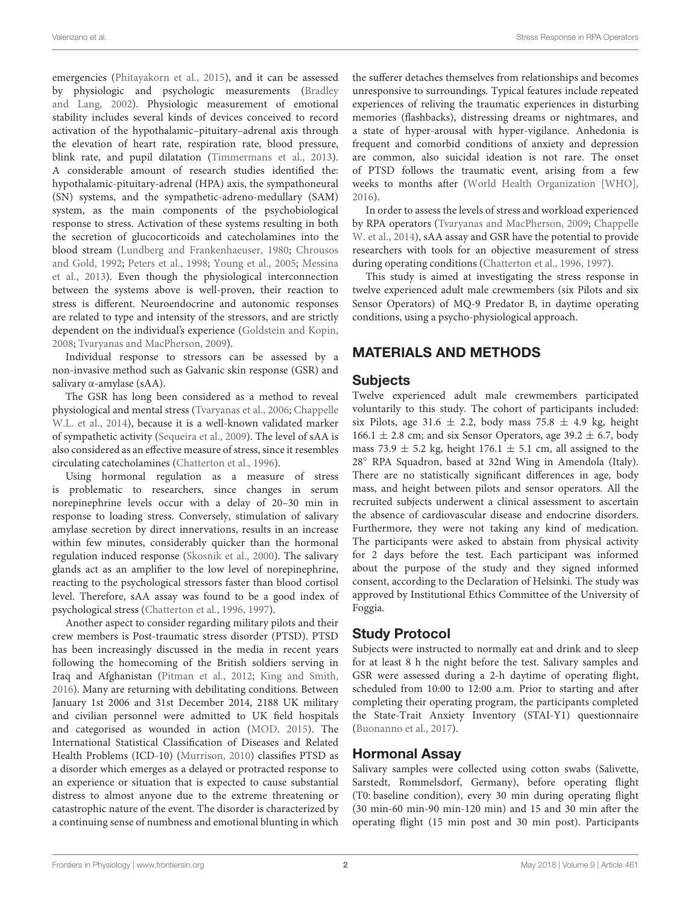emergencies (Phitayakorn et al., 2015), and it can be assessed by physiologic and psychologic measurements (Bradley and Lang, 2002). Physiologic measurement of emotional stability includes several kinds of devices conceived to record activation of the hypothalamic–pituitary–adrenal axis through the elevation of heart rate, respiration rate, blood pressure, blink rate, and pupil dilatation (Timmermans et al., 2013). A considerable amount of research studies identified the: hypothalamic-pituitary-adrenal (HPA) axis, the sympathoneural (SN) systems, and the sympathetic-adreno-medullary (SAM) system, as the main components of the psychobiological response to stress. Activation of these systems resulting in both the secretion of glucocorticoids and catecholamines into the blood stream (Lundberg and Frankenhaeuser, 1980; Chrousos and Gold, 1992; Peters et al., 1998; Young et al., 2005; Messina et al., 2013). Even though the physiological interconnection between the systems above is well-proven, their reaction to stress is different. Neuroendocrine and autonomic responses are related to type and intensity of the stressors, and are strictly dependent on the individual's experience (Goldstein and Kopin, 2008; Tvaryanas and MacPherson, 2009).

Individual response to stressors can be assessed by a non-invasive method such as Galvanic skin response (GSR) and salivary α-amylase (sAA).

The GSR has long been considered as a method to reveal physiological and mental stress (Tvaryanas et al., 2006; Chappelle W.L. et al., 2014), because it is a well-known validated marker of sympathetic activity (Sequeira et al., 2009). The level of sAA is also considered as an effective measure of stress, since it resembles circulating catecholamines (Chatterton et al., 1996).

Using hormonal regulation as a measure of stress is problematic to researchers, since changes in serum norepinephrine levels occur with a delay of 20–30 min in response to loading stress. Conversely, stimulation of salivary amylase secretion by direct innervations, results in an increase within few minutes, considerably quicker than the hormonal regulation induced response (Skosnik et al., 2000). The salivary glands act as an amplifier to the low level of norepinephrine, reacting to the psychological stressors faster than blood cortisol level. Therefore, sAA assay was found to be a good index of psychological stress (Chatterton et al., 1996, 1997).

Another aspect to consider regarding military pilots and their crew members is Post-traumatic stress disorder (PTSD). PTSD has been increasingly discussed in the media in recent years following the homecoming of the British soldiers serving in Iraq and Afghanistan (Pitman et al., 2012; King and Smith, 2016). Many are returning with debilitating conditions. Between January 1st 2006 and 31st December 2014, 2188 UK military and civilian personnel were admitted to UK field hospitals and categorised as wounded in action (MOD, 2015). The International Statistical Classification of Diseases and Related Health Problems (ICD-10) (Murrison, 2010) classifies PTSD as a disorder which emerges as a delayed or protracted response to an experience or situation that is expected to cause substantial distress to almost anyone due to the extreme threatening or catastrophic nature of the event. The disorder is characterized by a continuing sense of numbness and emotional blunting in which the sufferer detaches themselves from relationships and becomes unresponsive to surroundings. Typical features include repeated experiences of reliving the traumatic experiences in disturbing memories (flashbacks), distressing dreams or nightmares, and a state of hyper-arousal with hyper-vigilance. Anhedonia is frequent and comorbid conditions of anxiety and depression are common, also suicidal ideation is not rare. The onset of PTSD follows the traumatic event, arising from a few weeks to months after (World Health Organization [WHO], 2016).

In order to assess the levels of stress and workload experienced by RPA operators (Tvaryanas and MacPherson, 2009; Chappelle W. et al., 2014), sAA assay and GSR have the potential to provide researchers with tools for an objective measurement of stress during operating conditions (Chatterton et al., 1996, 1997).

This study is aimed at investigating the stress response in twelve experienced adult male crewmembers (six Pilots and six Sensor Operators) of MQ-9 Predator B, in daytime operating conditions, using a psycho-physiological approach.

## MATERIALS AND METHODS

### Subjects

Twelve experienced adult male crewmembers participated voluntarily to this study. The cohort of participants included: six Pilots, age 31.6 ± 2.2, body mass 75.8 ± 4.9 kg, height 166.1 ± 2.8 cm; and six Sensor Operators, age 39.2 ± 6.7, body mass 73.9 ± 5.2 kg, height 176.1 ± 5.1 cm, all assigned to the 28° RPA Squadron, based at 32nd Wing in Amendola (Italy). There are no statistically significant differences in age, body mass, and height between pilots and sensor operators. All the recruited subjects underwent a clinical assessment to ascertain the absence of cardiovascular disease and endocrine disorders. Furthermore, they were not taking any kind of medication. The participants were asked to abstain from physical activity for 2 days before the test. Each participant was informed about the purpose of the study and they signed informed consent, according to the Declaration of Helsinki. The study was approved by Institutional Ethics Committee of the University of Foggia.

### Study Protocol

Subjects were instructed to normally eat and drink and to sleep for at least 8 h the night before the test. Salivary samples and GSR were assessed during a 2-h daytime of operating flight, scheduled from 10:00 to 12:00 a.m. Prior to starting and after completing their operating program, the participants completed the State-Trait Anxiety Inventory (STAI-Y1) questionnaire (Buonanno et al., 2017).

### Hormonal Assay

Salivary samples were collected using cotton swabs (Salivette, Sarstedt, Rommelsdorf, Germany), before operating flight (T0: baseline condition), every 30 min during operating flight (30 min-60 min-90 min-120 min) and 15 and 30 min after the operating flight (15 min post and 30 min post). Participants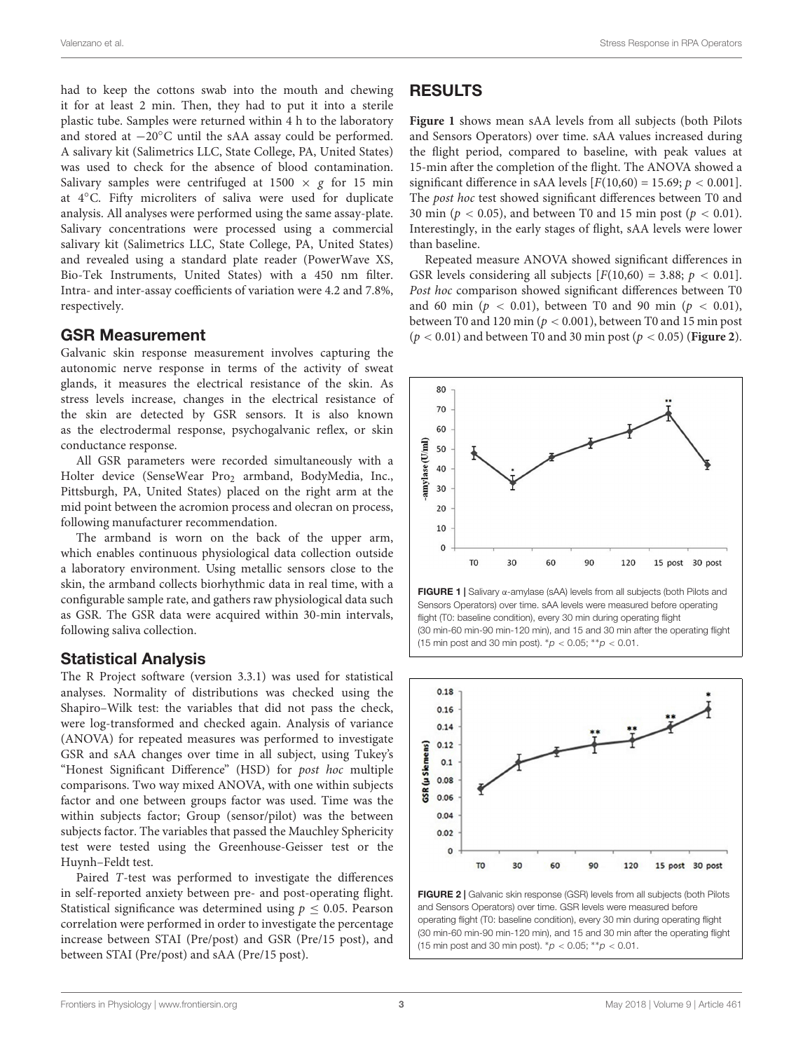had to keep the cottons swab into the mouth and chewing it for at least 2 min. Then, they had to put it into a sterile plastic tube. Samples were returned within 4 h to the laboratory and stored at −20°C until the sAA assay could be performed. A salivary kit (Salimetrics LLC, State College, PA, United States) was used to check for the absence of blood contamination. Salivary samples were centrifuged at 1500 × *g* for 15 min at 4°C. Fifty microliters of saliva were used for duplicate analysis. All analyses were performed using the same assay-plate. Salivary concentrations were processed using a commercial salivary kit (Salimetrics LLC, State College, PA, United States) and revealed using a standard plate reader (PowerWave XS, Bio-Tek Instruments, United States) with a 450 nm filter. Intra- and inter-assay coefficients of variation were 4.2 and 7.8%, respectively.

## GSR Measurement

Galvanic skin response measurement involves capturing the autonomic nerve response in terms of the activity of sweat glands, it measures the electrical resistance of the skin. As stress levels increase, changes in the electrical resistance of the skin are detected by GSR sensors. It is also known as the electrodermal response, psychogalvanic reflex, or skin conductance response.

All GSR parameters were recorded simultaneously with a Holter device (SenseWear $Pro_2$ armband, BodyMedia, Inc., Pittsburgh, PA, United States) placed on the right arm at the mid point between the acromion process and olecran on process, following manufacturer recommendation.

The armband is worn on the back of the upper arm, which enables continuous physiological data collection outside a laboratory environment. Using metallic sensors close to the skin, the armband collects biorhythmic data in real time, with a configurable sample rate, and gathers raw physiological data such as GSR. The GSR data were acquired within 30-min intervals, following saliva collection.

## Statistical Analysis

The R Project software (version 3.3.1) was used for statistical analyses. Normality of distributions was checked using the Shapiro–Wilk test: the variables that did not pass the check, were log-transformed and checked again. Analysis of variance (ANOVA) for repeated measures was performed to investigate GSR and sAA changes over time in all subject, using Tukey's "Honest Significant Difference" (HSD) for *post hoc* multiple comparisons. Two way mixed ANOVA, with one within subjects factor and one between groups factor was used. Time was the within subjects factor; Group (sensor/pilot) was the between subjects factor. The variables that passed the Mauchley Sphericity test were tested using the Greenhouse-Geisser test or the Huynh–Feldt test.

Paired *T*-test was performed to investigate the differences in self-reported anxiety between pre- and post-operating flight. Statistical significance was determined using $p \leq 0.05$. Pearson correlation were performed in order to investigate the percentage increase between STAI (Pre/post) and GSR (Pre/15 post), and between STAI (Pre/post) and sAA (Pre/15 post).

# RESULTS

**Figure 1** shows mean sAA levels from all subjects (both Pilots and Sensors Operators) over time. sAA values increased during the flight period, compared to baseline, with peak values at 15-min after the completion of the flight. The ANOVA showed a significant difference in sAA levels [$F(10,60) = 15.69$; $p < 0.001$]. The *post hoc* test showed significant differences between T0 and 30 min ($p < 0.05$), and between T0 and 15 min post ($p < 0.01$). Interestingly, in the early stages of flight, sAA levels were lower than baseline.

Repeated measure ANOVA showed significant differences in GSR levels considering all subjects [$F(10,60) = 3.88$; $p < 0.01$]. *Post hoc* comparison showed significant differences between T0 and 60 min ($p < 0.01$), between T0 and 90 min ($p < 0.01$), between T0 and 120 min ($p < 0.001$), between T0 and 15 min post ($p < 0.01$) and between T0 and 30 min post ($p < 0.05$) (**Figure 2**).

**FIGURE 1 |** Salivary α-amylase (sAA) levels from all subjects (both Pilots and Sensors Operators) over time. sAA levels were measured before operating flight (T0: baseline condition), every 30 min during operating flight (30 min-60 min-90 min-120 min), and 15 and 30 min after the operating flight (15 min post and 30 min post). $^{*}p < 0.05$; $^{**}p < 0.01$.

**FIGURE 2 |** Galvanic skin response (GSR) levels from all subjects (both Pilots and Sensors Operators) over time. GSR levels were measured before operating flight (T0: baseline condition), every 30 min during operating flight (30 min-60 min-90 min-120 min), and 15 and 30 min after the operating flight (15 min post and 30 min post). $^{*}p < 0.05$; $^{**}p < 0.01$.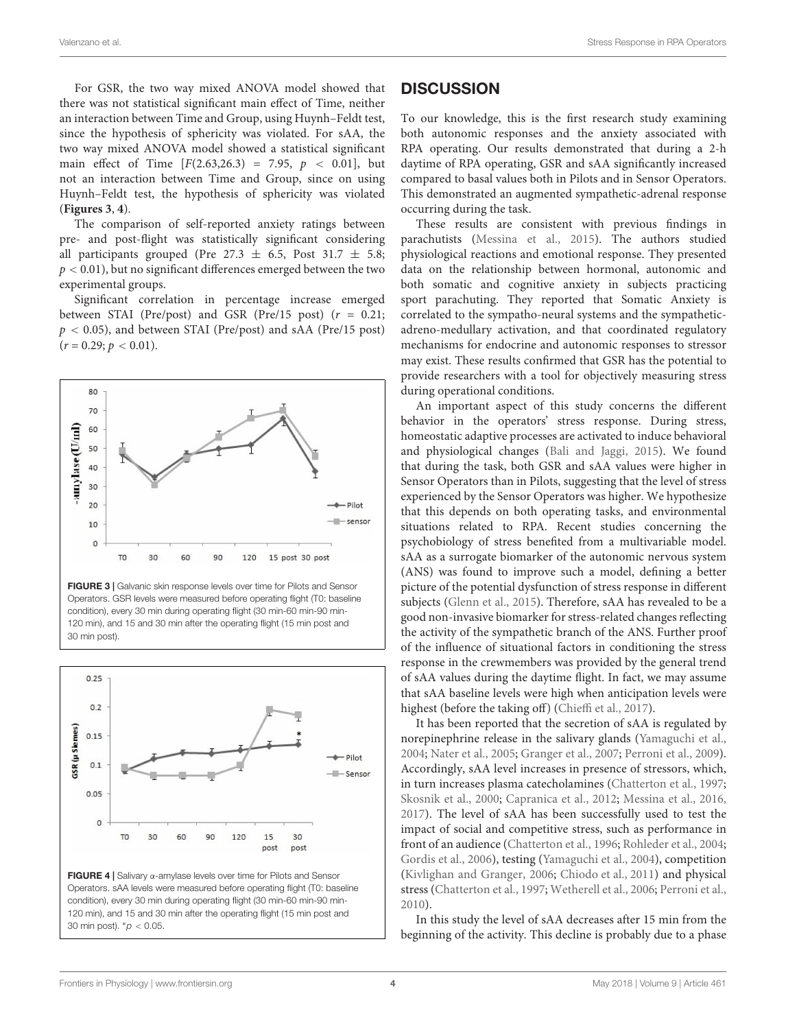For GSR, the two way mixed ANOVA model showed that there was not statistical significant main effect of Time, neither an interaction between Time and Group, using Huynh–Feldt test, since the hypothesis of sphericity was violated. For sAA, the two way mixed ANOVA model showed a statistical significant main effect of Time [$F(2.63,26.3) = 7.95$, $p < 0.01$], but not an interaction between Time and Group, since on using Huynh–Feldt test, the hypothesis of sphericity was violated (**Figures 3**, **4**).

The comparison of self-reported anxiety ratings between pre- and post-flight was statistically significant considering all participants grouped (Pre $27.3 \pm 6.5$, Post $31.7 \pm 5.8$; $p < 0.01$), but no significant differences emerged between the two experimental groups.

Significant correlation in percentage increase emerged between STAI (Pre/post) and GSR (Pre/15 post) ($r = 0.21$; $p < 0.05$), and between STAI (Pre/post) and sAA (Pre/15 post) ($r = 0.29$; $p < 0.01$).

**FIGURE 3** | Galvanic skin response levels over time for Pilots and Sensor Operators. GSR levels were measured before operating flight (T0: baseline condition), every 30 min during operating flight (30 min-60 min-90 min-120 min), and 15 and 30 min after the operating flight (15 min post and 30 min post).

**FIGURE 4** | Salivary α-amylase levels over time for Pilots and Sensor Operators. sAA levels were measured before operating flight (T0: baseline condition), every 30 min during operating flight (30 min-60 min-90 min-120 min), and 15 and 30 min after the operating flight (15 min post and 30 min post). \*$p < 0.05$.

## DISCUSSION

To our knowledge, this is the first research study examining both autonomic responses and the anxiety associated with RPA operating. Our results demonstrated that during a 2-h daytime of RPA operating, GSR and sAA significantly increased compared to basal values both in Pilots and in Sensor Operators. This demonstrated an augmented sympathetic-adrenal response occurring during the task.

These results are consistent with previous findings in parachutists (Messina et al., 2015). The authors studied physiological reactions and emotional response. They presented data on the relationship between hormonal, autonomic and both somatic and cognitive anxiety in subjects practicing sport parachuting. They reported that Somatic Anxiety is correlated to the sympatho-neural systems and the sympathetic-adreno-medullary activation, and that coordinated regulatory mechanisms for endocrine and autonomic responses to stressor may exist. These results confirmed that GSR has the potential to provide researchers with a tool for objectively measuring stress during operational conditions.

An important aspect of this study concerns the different behavior in the operators' stress response. During stress, homeostatic adaptive processes are activated to induce behavioral and physiological changes (Bali and Jaggi, 2015). We found that during the task, both GSR and sAA values were higher in Sensor Operators than in Pilots, suggesting that the level of stress experienced by the Sensor Operators was higher. We hypothesize that this depends on both operating tasks, and environmental situations related to RPA. Recent studies concerning the psychobiology of stress benefited from a multivariable model. sAA as a surrogate biomarker of the autonomic nervous system (ANS) was found to improve such a model, defining a better picture of the potential dysfunction of stress response in different subjects (Glenn et al., 2015). Therefore, sAA has revealed to be a good non-invasive biomarker for stress-related changes reflecting the activity of the sympathetic branch of the ANS. Further proof of the influence of situational factors in conditioning the stress response in the crewmembers was provided by the general trend of sAA values during the daytime flight. In fact, we may assume that sAA baseline levels were high when anticipation levels were highest (before the taking off) (Chieffi et al., 2017).

It has been reported that the secretion of sAA is regulated by norepinephrine release in the salivary glands (Yamaguchi et al., 2004; Nater et al., 2005; Granger et al., 2007; Perroni et al., 2009). Accordingly, sAA level increases in presence of stressors, which, in turn increases plasma catecholamines (Chatterton et al., 1997; Skosnik et al., 2000; Capranica et al., 2012; Messina et al., 2016, 2017). The level of sAA has been successfully used to test the impact of social and competitive stress, such as performance in front of an audience (Chatterton et al., 1996; Rohleder et al., 2004; Gordis et al., 2006), testing (Yamaguchi et al., 2004), competition (Kivlighan and Granger, 2006; Chiodo et al., 2011) and physical stress (Chatterton et al., 1997; Wetherell et al., 2006; Perroni et al., 2010).

In this study the level of sAA decreases after 15 min from the beginning of the activity. This decline is probably due to a phase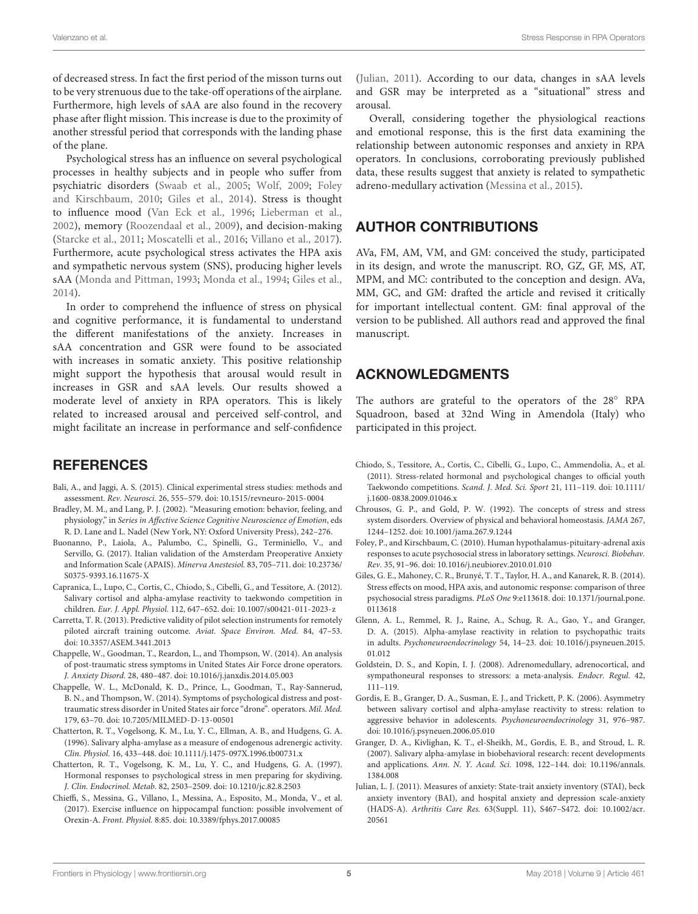of decreased stress. In fact the first period of the misson turns out to be very strenuous due to the take-off operations of the airplane. Furthermore, high levels of sAA are also found in the recovery phase after flight mission. This increase is due to the proximity of another stressful period that corresponds with the landing phase of the plane.

Psychological stress has an influence on several psychological processes in healthy subjects and in people who suffer from psychiatric disorders (Swaab et al., 2005; Wolf, 2009; Foley and Kirschbaum, 2010; Giles et al., 2014). Stress is thought to influence mood (Van Eck et al., 1996; Lieberman et al., 2002), memory (Roozendaal et al., 2009), and decision-making (Starcke et al., 2011; Moscatelli et al., 2016; Villano et al., 2017). Furthermore, acute psychological stress activates the HPA axis and sympathetic nervous system (SNS), producing higher levels sAA (Monda and Pittman, 1993; Monda et al., 1994; Giles et al., 2014).

In order to comprehend the influence of stress on physical and cognitive performance, it is fundamental to understand the different manifestations of the anxiety. Increases in sAA concentration and GSR were found to be associated with increases in somatic anxiety. This positive relationship might support the hypothesis that arousal would result in increases in GSR and sAA levels. Our results showed a moderate level of anxiety in RPA operators. This is likely related to increased arousal and perceived self-control, and might facilitate an increase in performance and self-confidence (Julian, 2011). According to our data, changes in sAA levels and GSR may be interpreted as a "situational" stress and arousal.

Overall, considering together the physiological reactions and emotional response, this is the first data examining the relationship between autonomic responses and anxiety in RPA operators. In conclusions, corroborating previously published data, these results suggest that anxiety is related to sympathetic adreno-medullary activation (Messina et al., 2015).

## AUTHOR CONTRIBUTIONS

AVa, FM, AM, VM, and GM: conceived the study, participated in its design, and wrote the manuscript. RO, GZ, GF, MS, AT, MPM, and MC: contributed to the conception and design. AVa, MM, GC, and GM: drafted the article and revised it critically for important intellectual content. GM: final approval of the version to be published. All authors read and approved the final manuscript.

## ACKNOWLEDGMENTS

The authors are grateful to the operators of the 28° RPA Squadroon, based at 32nd Wing in Amendola (Italy) who participated in this project.

## REFERENCES

Bali, A., and Jaggi, A. S. (2015). Clinical experimental stress studies: methods and assessment. *Rev. Neurosci.* 26, 555–579. doi: 10.1515/revneuro-2015-0004

Bradley, M. M., and Lang, P. J. (2002). "Measuring emotion: behavior, feeling, and physiology," in *Series in Affective Science Cognitive Neuroscience of Emotion*, eds R. D. Lane and L. Nadel (New York, NY: Oxford University Press), 242–276.

Buonanno, P., Laiola, A., Palumbo, C., Spinelli, G., Terminiello, V., and Servillo, G. (2017). Italian validation of the Amsterdam Preoperative Anxiety and Information Scale (APAIS). *Minerva Anestesiol.* 83, 705–711. doi: 10.23736/S0375-9393.16.11675-X

Capranica, L., Lupo, C., Cortis, C., Chiodo, S., Cibelli, G., and Tessitore, A. (2012). Salivary cortisol and alpha-amylase reactivity to taekwondo competition in children. *Eur. J. Appl. Physiol.* 112, 647–652. doi: 10.1007/s00421-011-2023-z

Carretta, T. R. (2013). Predictive validity of pilot selection instruments for remotely piloted aircraft training outcome. *Aviat. Space Environ. Med.* 84, 47–53. doi: 10.3357/ASEM.3441.2013

Chappelle, W., Goodman, T., Reardon, L., and Thompson, W. (2014). An analysis of post-traumatic stress symptoms in United States Air Force drone operators. *J. Anxiety Disord.* 28, 480–487. doi: 10.1016/j.janxdis.2014.05.003

Chappelle, W. L., McDonald, K. D., Prince, L., Goodman, T., Ray-Sannerud, B. N., and Thompson, W. (2014). Symptoms of psychological distress and post-traumatic stress disorder in United States air force "drone". operators. *Mil. Med.* 179, 63–70. doi: 10.7205/MILMED-D-13-00501

Chatterton, R. T., Vogelsong, K. M., Lu, Y. C., Ellman, A. B., and Hudgens, G. A. (1996). Salivary alpha-amylase as a measure of endogenous adrenergic activity. *Clin. Physiol.* 16, 433–448. doi: 10.1111/j.1475-097X.1996.tb00731.x

Chatterton, R. T., Vogelsong, K. M., Lu, Y. C., and Hudgens, G. A. (1997). Hormonal responses to psychological stress in men preparing for skydiving. *J. Clin. Endocrinol. Metab.* 82, 2503–2509. doi: 10.1210/jc.82.8.2503

Chieffi, S., Messina, G., Villano, I., Messina, A., Esposito, M., Monda, V., et al. (2017). Exercise influence on hippocampal function: possible involvement of Orexin-A. *Front. Physiol.* 8:85. doi: 10.3389/fphys.2017.00085

Chiodo, S., Tessitore, A., Cortis, C., Cibelli, G., Lupo, C., Ammendolia, A., et al. (2011). Stress-related hormonal and psychological changes to official youth Taekwondo competitions. *Scand. J. Med. Sci. Sport* 21, 111–119. doi: 10.1111/j.1600-0838.2009.01046.x

Chrousos, G. P., and Gold, P. W. (1992). The concepts of stress and stress system disorders. Overview of physical and behavioral homeostasis. *JAMA* 267, 1244–1252. doi: 10.1001/jama.267.9.1244

Foley, P., and Kirschbaum, C. (2010). Human hypothalamus-pituitary-adrenal axis responses to acute psychosocial stress in laboratory settings. *Neurosci. Biobehav. Rev.* 35, 91–96. doi: 10.1016/j.neubiorev.2010.01.010

Giles, G. E., Mahoney, C. R., Brunyé, T. T., Taylor, H. A., and Kanarek, R. B. (2014). Stress effects on mood, HPA axis, and autonomic response: comparison of three psychosocial stress paradigms. *PLoS One* 9:e113618. doi: 10.1371/journal.pone.0113618

Glenn, A. L., Remmel, R. J., Raine, A., Schug, R. A., Gao, Y., and Granger, D. A. (2015). Alpha-amylase reactivity in relation to psychopathic traits in adults. *Psychoneuroendocrinology* 54, 14–23. doi: 10.1016/j.psyneuen.2015.01.012

Goldstein, D. S., and Kopin, I. J. (2008). Adrenomedullary, adrenocortical, and sympathoneural responses to stressors: a meta-analysis. *Endocr. Regul.* 42, 111–119.

Gordis, E. B., Granger, D. A., Susman, E. J., and Trickett, P. K. (2006). Asymmetry between salivary cortisol and alpha-amylase reactivity to stress: relation to aggressive behavior in adolescents. *Psychoneuroendocrinology* 31, 976–987. doi: 10.1016/j.psyneuen.2006.05.010

Granger, D. A., Kivlighan, K. T., el-Sheikh, M., Gordis, E. B., and Stroud, L. R. (2007). Salivary alpha-amylase in biobehavioral research: recent developments and applications. *Ann. N. Y. Acad. Sci.* 1098, 122–144. doi: 10.1196/annals.1384.008

Julian, L. J. (2011). Measures of anxiety: State-trait anxiety inventory (STAI), beck anxiety inventory (BAI), and hospital anxiety and depression scale-anxiety (HADS-A). *Arthritis Care Res.* 63(Suppl. 11), S467–S472. doi: 10.1002/acr.20561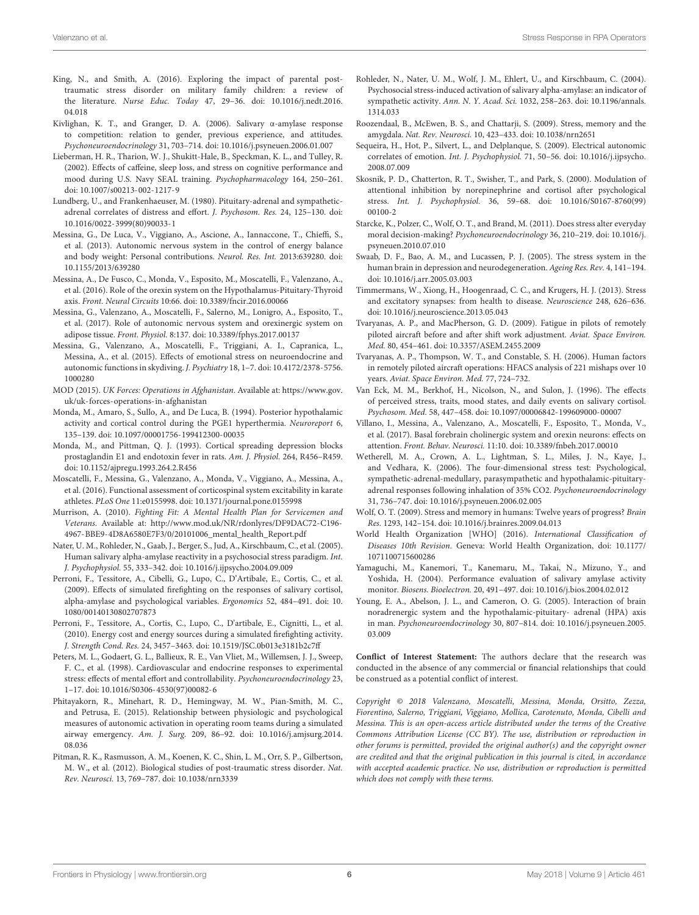King, N., and Smith, A. (2016). Exploring the impact of parental post-traumatic stress disorder on military family children: a review of the literature. *Nurse Educ. Today* 47, 29–36. doi: 10.1016/j.nedt.2016.04.018

Kivlighan, K. T., and Granger, D. A. (2006). Salivary α-amylase response to competition: relation to gender, previous experience, and attitudes. *Psychoneuroendocrinology* 31, 703–714. doi: 10.1016/j.psyneuen.2006.01.007

Lieberman, H. R., Tharion, W. J., Shukitt-Hale, B., Speckman, K. L., and Tulley, R. (2002). Effects of caffeine, sleep loss, and stress on cognitive performance and mood during U.S. Navy SEAL training. *Psychopharmacology* 164, 250–261. doi: 10.1007/s00213-002-1217-9

Lundberg, U., and Frankenhaeuser, M. (1980). Pituitary-adrenal and sympathetic-adrenal correlates of distress and effort. *J. Psychosom. Res.* 24, 125–130. doi: 10.1016/0022-3999(80)90033-1

Messina, G., De Luca, V., Viggiano, A., Ascione, A., Iannaccone, T., Chieffi, S., et al. (2013). Autonomic nervous system in the control of energy balance and body weight: Personal contributions. *Neurol. Res. Int.* 2013:639280. doi: 10.1155/2013/639280

Messina, A., De Fusco, C., Monda, V., Esposito, M., Moscatelli, F., Valenzano, A., et al. (2016). Role of the orexin system on the Hypothalamus-Pituitary-Thyroid axis. *Front. Neural Circuits* 10:66. doi: 10.3389/fncir.2016.00066

Messina, G., Valenzano, A., Moscatelli, F., Salerno, M., Lonigro, A., Esposito, T., et al. (2017). Role of autonomic nervous system and orexinergic system on adipose tissue. *Front. Physiol.* 8:137. doi: 10.3389/fphys.2017.00137

Messina, G., Valenzano, A., Moscatelli, F., Triggiani, A. I., Capranica, L., Messina, A., et al. (2015). Effects of emotional stress on neuroendocrine and autonomic functions in skydiving. *J. Psychiatry* 18, 1–7. doi: 10.4172/2378-5756.1000280

MOD (2015). *UK Forces: Operations in Afghanistan*. Available at: https://www.gov.uk/uk-forces-operations-in-afghanistan

Monda, M., Amaro, S., Sullo, A., and De Luca, B. (1994). Posterior hypothalamic activity and cortical control during the PGE1 hyperthermia. *Neuroreport* 6, 135–139. doi: 10.1097/00001756-199412300-00035

Monda, M., and Pittman, Q. J. (1993). Cortical spreading depression blocks prostaglandin E1 and endotoxin fever in rats. *Am. J. Physiol.* 264, R456–R459. doi: 10.1152/ajpregu.1993.264.2.R456

Moscatelli, F., Messina, G., Valenzano, A., Monda, V., Viggiano, A., Messina, A., et al. (2016). Functional assessment of corticospinal system excitability in karate athletes. *PLoS One* 11:e0155998. doi: 10.1371/journal.pone.0155998

Murrison, A. (2010). *Fighting Fit: A Mental Health Plan for Servicemen and Veterans*. Available at: http://www.mod.uk/NR/rdonlyres/DF9DAC72-C196-4967-BBE9-4D8A6580E7F3/0/20101006_mental_health_Report.pdf

Nater, U. M., Rohleder, N., Gaab, J., Berger, S., Jud, A., Kirschbaum, C., et al. (2005). Human salivary alpha-amylase reactivity in a psychosocial stress paradigm. *Int. J. Psychophysiol.* 55, 333–342. doi: 10.1016/j.ijpsycho.2004.09.009

Perroni, F., Tessitore, A., Cibelli, G., Lupo, C., D'Artibale, E., Cortis, C., et al. (2009). Effects of simulated firefighting on the responses of salivary cortisol, alpha-amylase and psychological variables. *Ergonomics* 52, 484–491. doi: 10.1080/00140130802707873

Perroni, F., Tessitore, A., Cortis, C., Lupo, C., D'artibale, E., Cignitti, L., et al. (2010). Energy cost and energy sources during a simulated firefighting activity. *J. Strength Cond. Res.* 24, 3457–3463. doi: 10.1519/JSC.0b013e3181b2c7ff

Peters, M. L., Godaert, G. L., Ballieux, R. E., Van Vliet, M., Willemsen, J. J., Sweep, F. C., et al. (1998). Cardiovascular and endocrine responses to experimental stress: effects of mental effort and controllability. *Psychoneuroendocrinology* 23, 1–17. doi: 10.1016/S0306-4530(97)00082-6

Phitayakorn, R., Minehart, R. D., Hemingway, M. W., Pian-Smith, M. C., and Petrusa, E. (2015). Relationship between physiologic and psychological measures of autonomic activation in operating room teams during a simulated airway emergency. *Am. J. Surg.* 209, 86–92. doi: 10.1016/j.amjsurg.2014.08.036

Pitman, R. K., Rasmusson, A. M., Koenen, K. C., Shin, L. M., Orr, S. P., Gilbertson, M. W., et al. (2012). Biological studies of post-traumatic stress disorder. *Nat. Rev. Neurosci.* 13, 769–787. doi: 10.1038/nrn3339

Rohleder, N., Nater, U. M., Wolf, J. M., Ehlert, U., and Kirschbaum, C. (2004). Psychosocial stress-induced activation of salivary alpha-amylase: an indicator of sympathetic activity. *Ann. N. Y. Acad. Sci.* 1032, 258–263. doi: 10.1196/annals.1314.033

Roozendaal, B., McEwen, B. S., and Chattarji, S. (2009). Stress, memory and the amygdala. *Nat. Rev. Neurosci.* 10, 423–433. doi: 10.1038/nrn2651

Sequeira, H., Hot, P., Silvert, L., and Delplanque, S. (2009). Electrical autonomic correlates of emotion. *Int. J. Psychophysiol.* 71, 50–56. doi: 10.1016/j.ijpsycho.2008.07.009

Skosnik, P. D., Chatterton, R. T., Swisher, T., and Park, S. (2000). Modulation of attentional inhibition by norepinephrine and cortisol after psychological stress. *Int. J. Psychophysiol.* 36, 59–68. doi: 10.1016/S0167-8760(99)00100-2

Starcke, K., Polzer, C., Wolf, O. T., and Brand, M. (2011). Does stress alter everyday moral decision-making? *Psychoneuroendocrinology* 36, 210–219. doi: 10.1016/j.psyneuen.2010.07.010

Swaab, D. F., Bao, A. M., and Lucassen, P. J. (2005). The stress system in the human brain in depression and neurodegeneration. *Ageing Res. Rev.* 4, 141–194. doi: 10.1016/j.arr.2005.03.003

Timmermans, W., Xiong, H., Hoogenraad, C. C., and Krugers, H. J. (2013). Stress and excitatory synapses: from health to disease. *Neuroscience* 248, 626–636. doi: 10.1016/j.neuroscience.2013.05.043

Tvaryanas, A. P., and MacPherson, G. D. (2009). Fatigue in pilots of remotely piloted aircraft before and after shift work adjustment. *Aviat. Space Environ. Med.* 80, 454–461. doi: 10.3357/ASEM.2455.2009

Tvaryanas, A. P., Thompson, W. T., and Constable, S. H. (2006). Human factors in remotely piloted aircraft operations: HFACS analysis of 221 mishaps over 10 years. *Aviat. Space Environ. Med.* 77, 724–732.

Van Eck, M. M., Berkhof, H., Nicolson, N., and Sulon, J. (1996). The effects of perceived stress, traits, mood states, and daily events on salivary cortisol. *Psychosom. Med.* 58, 447–458. doi: 10.1097/00006842-199609000-00007

Villano, I., Messina, A., Valenzano, A., Moscatelli, F., Esposito, T., Monda, V., et al. (2017). Basal forebrain cholinergic system and orexin neurons: effects on attention. *Front. Behav. Neurosci.* 11:10. doi: 10.3389/fnbeh.2017.00010

Wetherell, M. A., Crown, A. L., Lightman, S. L., Miles, J. N., Kaye, J., and Vedhara, K. (2006). The four-dimensional stress test: Psychological, sympathetic-adrenal-medullary, parasympathetic and hypothalamic-pituitary-adrenal responses following inhalation of 35% CO2. *Psychoneuroendocrinology* 31, 736–747. doi: 10.1016/j.psyneuen.2006.02.005

Wolf, O. T. (2009). Stress and memory in humans: Twelve years of progress? *Brain Res.* 1293, 142–154. doi: 10.1016/j.brainres.2009.04.013

World Health Organization [WHO] (2016). *International Classification of Diseases 10th Revision*. Geneva: World Health Organization, doi: 10.1177/1071100715600286

Yamaguchi, M., Kanemori, T., Kanemaru, M., Takai, N., Mizuno, Y., and Yoshida, H. (2004). Performance evaluation of salivary amylase activity monitor. *Biosens. Bioelectron.* 20, 491–497. doi: 10.1016/j.bios.2004.02.012

Young, E. A., Abelson, J. L., and Cameron, O. G. (2005). Interaction of brain noradrenergic system and the hypothalamic-pituitary- adrenal (HPA) axis in man. *Psychoneuroendocrinology* 30, 807–814. doi: 10.1016/j.psyneuen.2005.03.009

**Conflict of Interest Statement:** The authors declare that the research was conducted in the absence of any commercial or financial relationships that could be construed as a potential conflict of interest.

*Copyright © 2018 Valenzano, Moscatelli, Messina, Monda, Orsitto, Zezza, Fiorentino, Salerno, Triggiani, Viggiano, Mollica, Carotenuto, Monda, Cibelli and Messina. This is an open-access article distributed under the terms of the Creative Commons Attribution License (CC BY). The use, distribution or reproduction in other forums is permitted, provided the original author(s) and the copyright owner are credited and that the original publication in this journal is cited, in accordance with accepted academic practice. No use, distribution or reproduction is permitted which does not comply with these terms.*